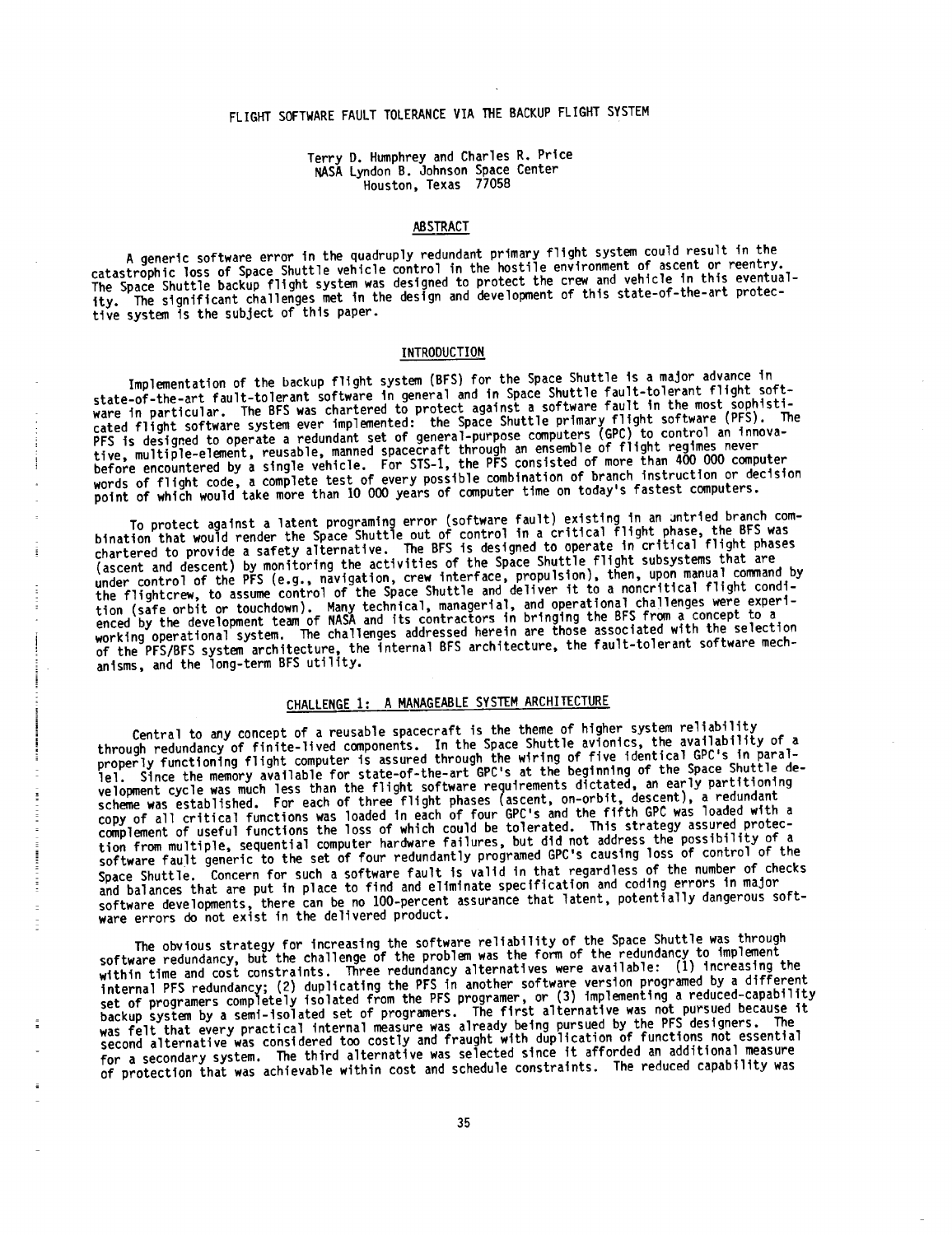# FLIGHT SOFTWARE FAULT TOLERANCE VIA THE BACKUP FLIGHT SYSTEM

Terry D. Humphrey and Charles R. Price
NASA Lyndon B. Johnson Space Center
Houston, Texas 77058

## ABSTRACT

A generic software error in the quadruply redundant primary flight system could result in the catastrophic loss of Space Shuttle vehicle control in the hostile environment of ascent or reentry. The Space Shuttle backup flight system was designed to protect the crew and vehicle in this eventuality. The significant challenges met in the design and development of this state-of-the-art protective system is the subject of this paper.

## INTRODUCTION

Implementation of the backup flight system (BFS) for the Space Shuttle is a major advance in state-of-the-art fault-tolerant software in general and in Space Shuttle fault-tolerant flight software in particular. The BFS was chartered to protect against a software fault in the most sophisticated flight software system ever implemented: the Space Shuttle primary flight software (PFS). The PFS is designed to operate a redundant set of general-purpose computers (GPC) to control an innovative, multiple-element, reusable, manned spacecraft through an ensemble of flight regimes never before encountered by a single vehicle. For STS-1, the PFS consisted of more than 400 000 computer words of flight code, a complete test of every possible combination of branch instruction or decision point of which would take more than 10 000 years of computer time on today's fastest computers.

To protect against a latent programing error (software fault) existing in an untried branch combination that would render the Space Shuttle out of control in a critical flight phase, the BFS was chartered to provide a safety alternative. The BFS is designed to operate in critical flight phases (ascent and descent) by monitoring the activities of the Space Shuttle flight subsystems that are under control of the PFS (e.g., navigation, crew interface, propulsion), then, upon manual command by the flightcrew, to assume control of the Space Shuttle and deliver it to a noncritical flight condition (safe orbit or touchdown). Many technical, managerial, and operational challenges were experienced by the development team of NASA and its contractors in bringing the BFS from a concept to a working operational system. The challenges addressed herein are those associated with the selection of the PFS/BFS system architecture, the internal BFS architecture, the fault-tolerant software mechanisms, and the long-term BFS utility.

## CHALLENGE 1: A MANAGEABLE SYSTEM ARCHITECTURE

Central to any concept of a reusable spacecraft is the theme of higher system reliability through redundancy of finite-lived components. In the Space Shuttle avionics, the availability of a properly functioning flight computer is assured through the wiring of five identical GPC's in parallel. Since the memory available for state-of-the-art GPC's at the beginning of the Space Shuttle development cycle was much less than the flight software requirements dictated, an early partitioning scheme was established. For each of three flight phases (ascent, on-orbit, descent), a redundant copy of all critical functions was loaded in each of four GPC's and the fifth GPC was loaded with a complement of useful functions the loss of which could be tolerated. This strategy assured protection from multiple, sequential computer hardware failures, but did not address the possibility of a software fault generic to the set of four redundantly programed GPC's causing loss of control of the Space Shuttle. Concern for such a software fault is valid in that regardless of the number of checks and balances that are put in place to find and eliminate specification and coding errors in major software developments, there can be no 100-percent assurance that latent, potentially dangerous software errors do not exist in the delivered product.

The obvious strategy for increasing the software reliability of the Space Shuttle was through software redundancy, but the challenge of the problem was the form of the redundancy to implement within time and cost constraints. Three redundancy alternatives were available: (1) increasing the internal PFS redundancy; (2) duplicating the PFS in another software version programed by a different set of programers completely isolated from the PFS programer, or (3) implementing a reduced-capability backup system by a semi-isolated set of programers. The first alternative was not pursued because it was felt that every practical internal measure was already being pursued by the PFS designers. The second alternative was considered too costly and fraught with duplication of functions not essential for a secondary system. The third alternative was selected since it afforded an additional measure of protection that was achievable within cost and schedule constraints. The reduced capability was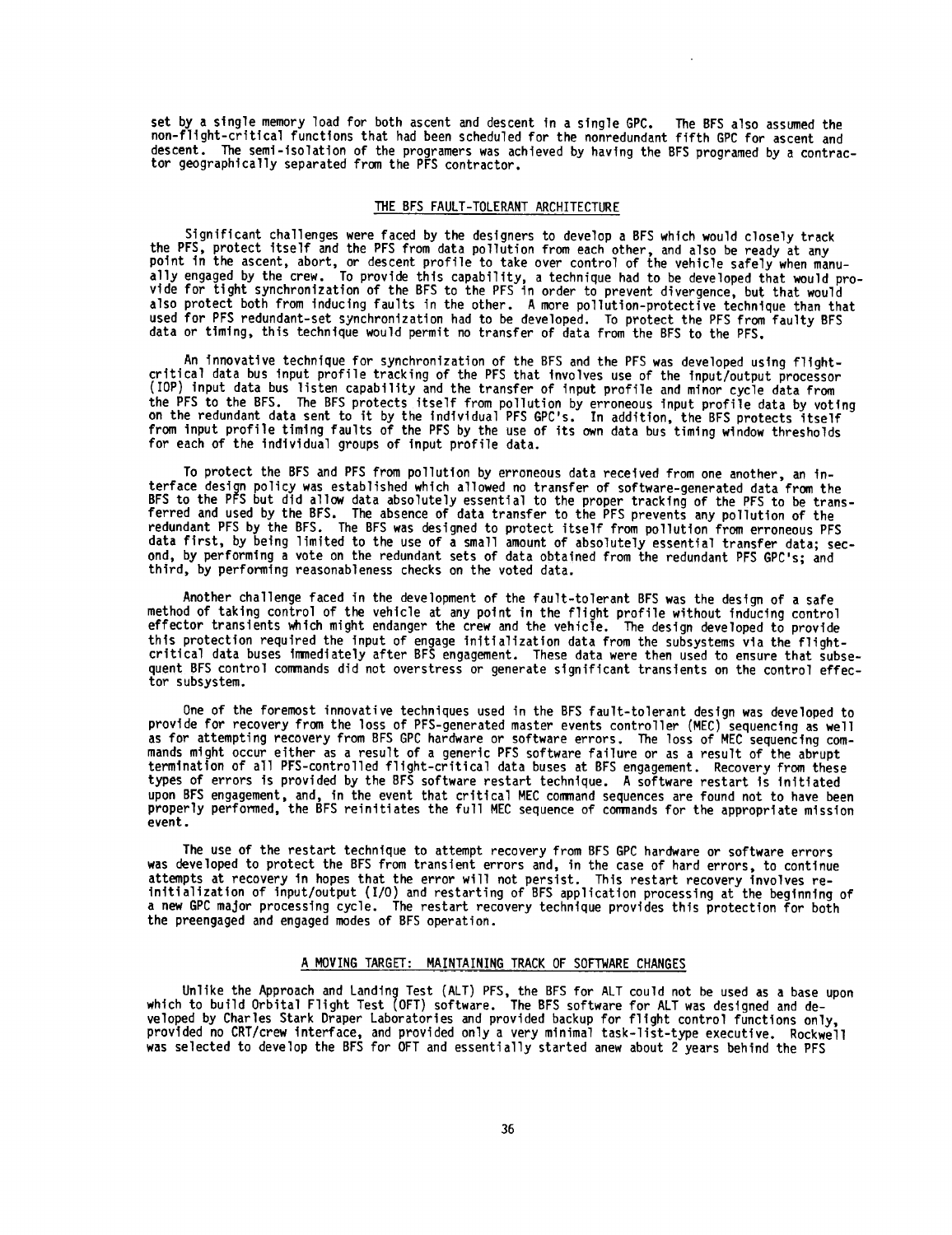set by a single memory load for both ascent and descent in a single GPC. The BFS also assumed the non-flight-critical functions that had been scheduled for the nonredundant fifth GPC for ascent and descent. The semi-isolation of the programers was achieved by having the BFS programed by a contractor geographically separated from the PFS contractor.

## THE BFS FAULT-TOLERANT ARCHITECTURE

Significant challenges were faced by the designers to develop a BFS which would closely track the PFS, protect itself and the PFS from data pollution from each other, and also be ready at any point in the ascent, abort, or descent profile to take over control of the vehicle safely when manually engaged by the crew. To provide this capability, a technique had to be developed that would provide for tight synchronization of the BFS to the PFS in order to prevent divergence, but that would also protect both from inducing faults in the other. A more pollution-protective technique than that used for PFS redundant-set synchronization had to be developed. To protect the PFS from faulty BFS data or timing, this technique would permit no transfer of data from the BFS to the PFS.

An innovative technique for synchronization of the BFS and the PFS was developed using flight-critical data bus input profile tracking of the PFS that involves use of the input/output processor (IOP) input data bus listen capability and the transfer of input profile and minor cycle data from the PFS to the BFS. The BFS protects itself from pollution by erroneous input profile data by voting on the redundant data sent to it by the individual PFS GPC's. In addition, the BFS protects itself from input profile timing faults of the PFS by the use of its own data bus timing window thresholds for each of the individual groups of input profile data.

To protect the BFS and PFS from pollution by erroneous data received from one another, an interface design policy was established which allowed no transfer of software-generated data from the BFS to the PFS but did allow data absolutely essential to the proper tracking of the PFS to be transferred and used by the BFS. The absence of data transfer to the PFS prevents any pollution of the redundant PFS by the BFS. The BFS was designed to protect itself from pollution from erroneous PFS data first, by being limited to the use of a small amount of absolutely essential transfer data; second, by performing a vote on the redundant sets of data obtained from the redundant PFS GPC's; and third, by performing reasonableness checks on the voted data.

Another challenge faced in the development of the fault-tolerant BFS was the design of a safe method of taking control of the vehicle at any point in the flight profile without inducing control effector transients which might endanger the crew and the vehicle. The design developed to provide this protection required the input of engage initialization data from the subsystems via the flight-critical data buses immediately after BFS engagement. These data were then used to ensure that subsequent BFS control commands did not overstress or generate significant transients on the control effector subsystem.

One of the foremost innovative techniques used in the BFS fault-tolerant design was developed to provide for recovery from the loss of PFS-generated master events controller (MEC) sequencing as well as for attempting recovery from BFS GPC hardware or software errors. The loss of MEC sequencing commands might occur either as a result of a generic PFS software failure or as a result of the abrupt termination of all PFS-controlled flight-critical data buses at BFS engagement. Recovery from these types of errors is provided by the BFS software restart technique. A software restart is initiated upon BFS engagement, and, in the event that critical MEC command sequences are found not to have been properly performed, the BFS reinitiates the full MEC sequence of commands for the appropriate mission event.

The use of the restart technique to attempt recovery from BFS GPC hardware or software errors was developed to protect the BFS from transient errors and, in the case of hard errors, to continue attempts at recovery in hopes that the error will not persist. This restart recovery involves reinitialization of input/output (I/O) and restarting of BFS application processing at the beginning of a new GPC major processing cycle. The restart recovery technique provides this protection for both the preengaged and engaged modes of BFS operation.

## A MOVING TARGET: MAINTAINING TRACK OF SOFTWARE CHANGES

Unlike the Approach and Landing Test (ALT) PFS, the BFS for ALT could not be used as a base upon which to build Orbital Flight Test (OFT) software. The BFS software for ALT was designed and developed by Charles Stark Draper Laboratories and provided backup for flight control functions only, provided no CRT/crew interface, and provided only a very minimal task-list-type executive. Rockwell was selected to develop the BFS for OFT and essentially started anew about 2 years behind the PFS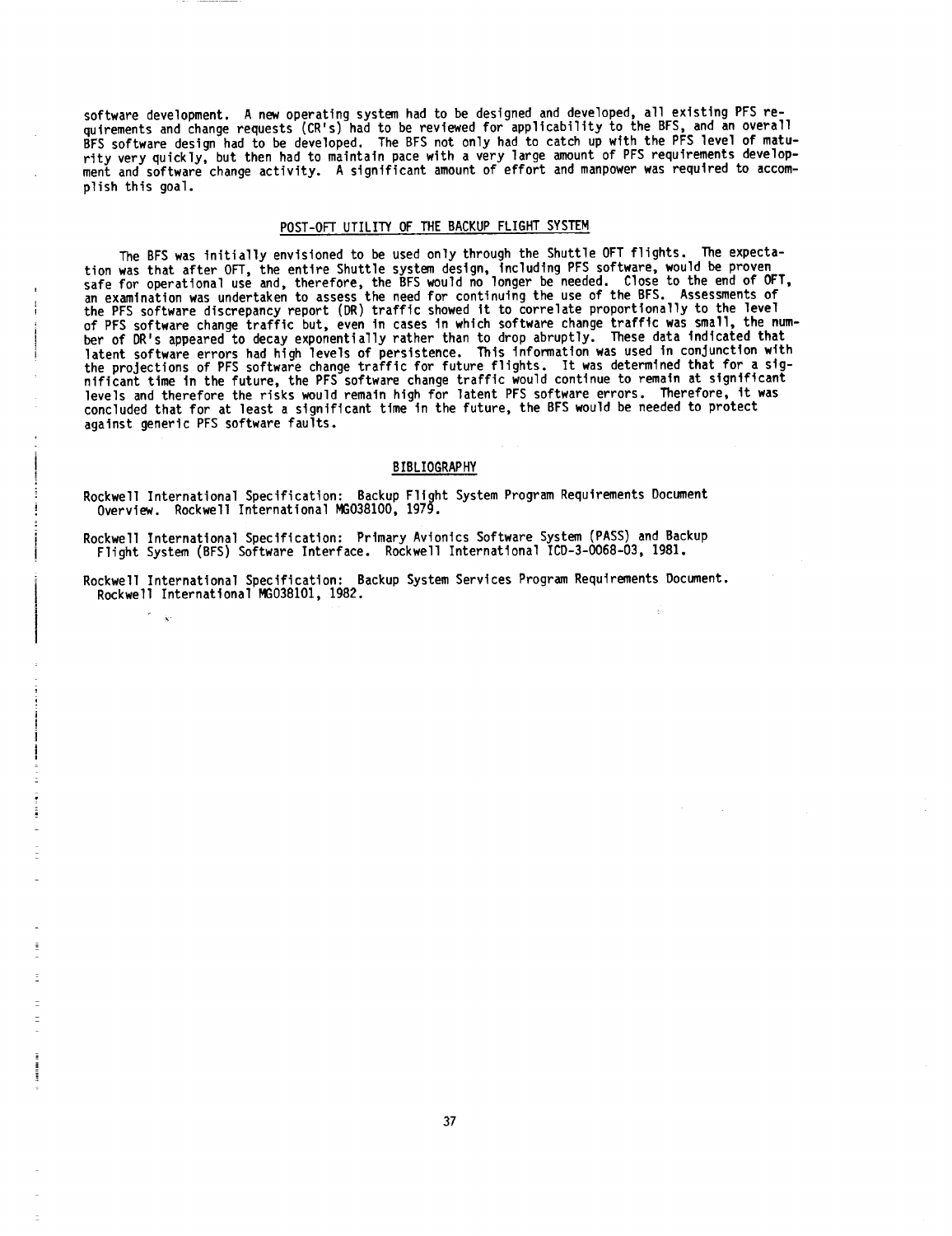software development. A new operating system had to be designed and developed, all existing PFS requirements and change requests (CR's) had to be reviewed for applicability to the BFS, and an overall BFS software design had to be developed. The BFS not only had to catch up with the PFS level of maturity very quickly, but then had to maintain pace with a very large amount of PFS requirements development and software change activity. A significant amount of effort and manpower was required to accomplish this goal.

## POST-OFT UTILITY OF THE BACKUP FLIGHT SYSTEM

The BFS was initially envisioned to be used only through the Shuttle OFT flights. The expectation was that after OFT, the entire Shuttle system design, including PFS software, would be proven safe for operational use and, therefore, the BFS would no longer be needed. Close to the end of OFT, an examination was undertaken to assess the need for continuing the use of the BFS. Assessments of the PFS software discrepancy report (DR) traffic showed it to correlate proportionally to the level of PFS software change traffic but, even in cases in which software change traffic was small, the number of DR's appeared to decay exponentially rather than to drop abruptly. These data indicated that latent software errors had high levels of persistence. This information was used in conjunction with the projections of PFS software change traffic for future flights. It was determined that for a significant time in the future, the PFS software change traffic would continue to remain at significant levels and therefore the risks would remain high for latent PFS software errors. Therefore, it was concluded that for at least a significant time in the future, the BFS would be needed to protect against generic PFS software faults.

## BIBLIOGRAPHY

Rockwell International Specification: Backup Flight System Program Requirements Document Overview. Rockwell International MG038100, 1979.

Rockwell International Specification: Primary Avionics Software System (PASS) and Backup Flight System (BFS) Software Interface. Rockwell International ICD-3-0068-03, 1981.

Rockwell International Specification: Backup System Services Program Requirements Document. Rockwell International MG038101, 1982.